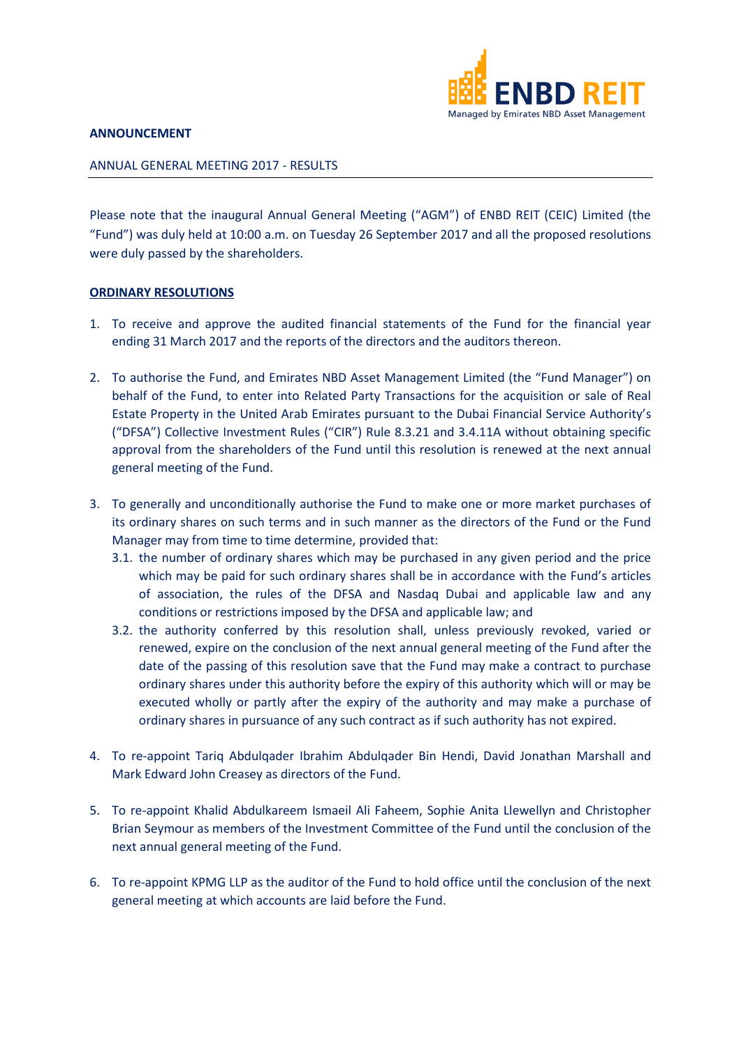**ANNOUNCEMENT**

ANNUAL GENERAL MEETING 2017 - RESULTS

Please note that the inaugural Annual General Meeting ("AGM") of ENBD REIT (CEIC) Limited (the "Fund") was duly held at 10:00 a.m. on Tuesday 26 September 2017 and all the proposed resolutions were duly passed by the shareholders.

**ORDINARY RESOLUTIONS**

1. To receive and approve the audited financial statements of the Fund for the financial year ending 31 March 2017 and the reports of the directors and the auditors thereon.

2. To authorise the Fund, and Emirates NBD Asset Management Limited (the "Fund Manager") on behalf of the Fund, to enter into Related Party Transactions for the acquisition or sale of Real Estate Property in the United Arab Emirates pursuant to the Dubai Financial Service Authority's ("DFSA") Collective Investment Rules ("CIR") Rule 8.3.21 and 3.4.11A without obtaining specific approval from the shareholders of the Fund until this resolution is renewed at the next annual general meeting of the Fund.

3. To generally and unconditionally authorise the Fund to make one or more market purchases of its ordinary shares on such terms and in such manner as the directors of the Fund or the Fund Manager may from time to time determine, provided that:
   - 3.1. the number of ordinary shares which may be purchased in any given period and the price which may be paid for such ordinary shares shall be in accordance with the Fund's articles of association, the rules of the DFSA and Nasdaq Dubai and applicable law and any conditions or restrictions imposed by the DFSA and applicable law; and
   - 3.2. the authority conferred by this resolution shall, unless previously revoked, varied or renewed, expire on the conclusion of the next annual general meeting of the Fund after the date of the passing of this resolution save that the Fund may make a contract to purchase ordinary shares under this authority before the expiry of this authority which will or may be executed wholly or partly after the expiry of the authority and may make a purchase of ordinary shares in pursuance of any such contract as if such authority has not expired.

4. To re-appoint Tariq Abdulqader Ibrahim Abdulqader Bin Hendi, David Jonathan Marshall and Mark Edward John Creasey as directors of the Fund.

5. To re-appoint Khalid Abdulkareem Ismaeil Ali Faheem, Sophie Anita Llewellyn and Christopher Brian Seymour as members of the Investment Committee of the Fund until the conclusion of the next annual general meeting of the Fund.

6. To re-appoint KPMG LLP as the auditor of the Fund to hold office until the conclusion of the next general meeting at which accounts are laid before the Fund.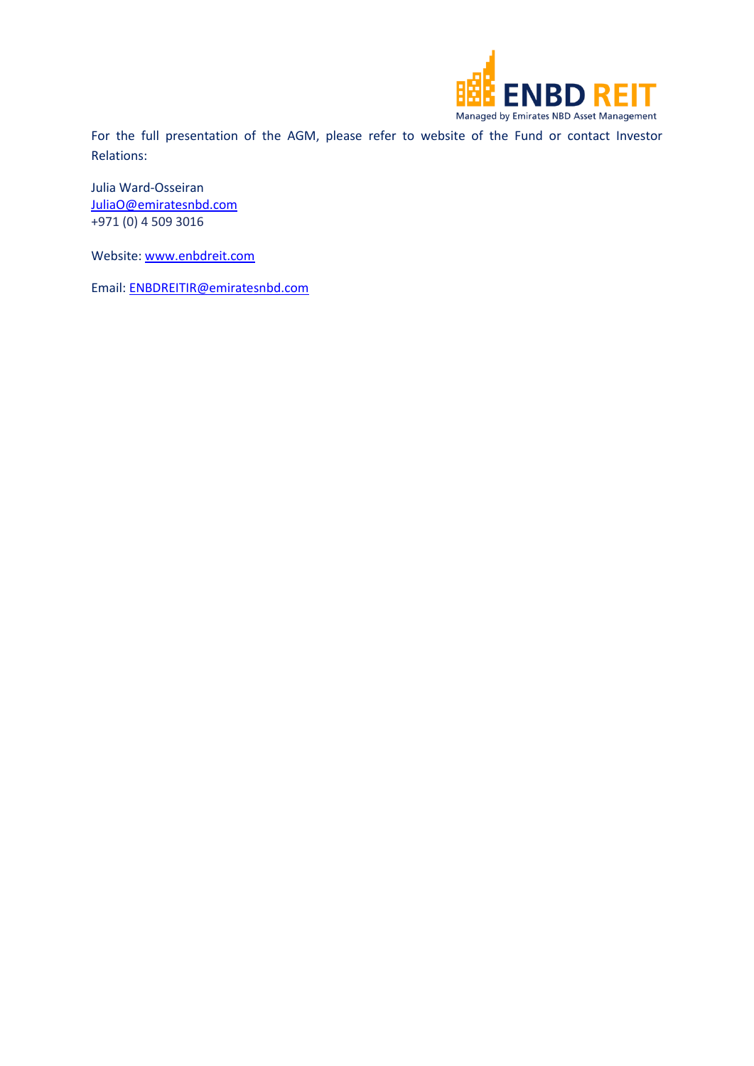For the full presentation of the AGM, please refer to website of the Fund or contact Investor Relations:

Julia Ward-Osseiran
JuliaO@emiratesnbd.com
+971 (0) 4 509 3016

Website: www.enbdreit.com

Email: ENBDREITIR@emiratesnbd.com